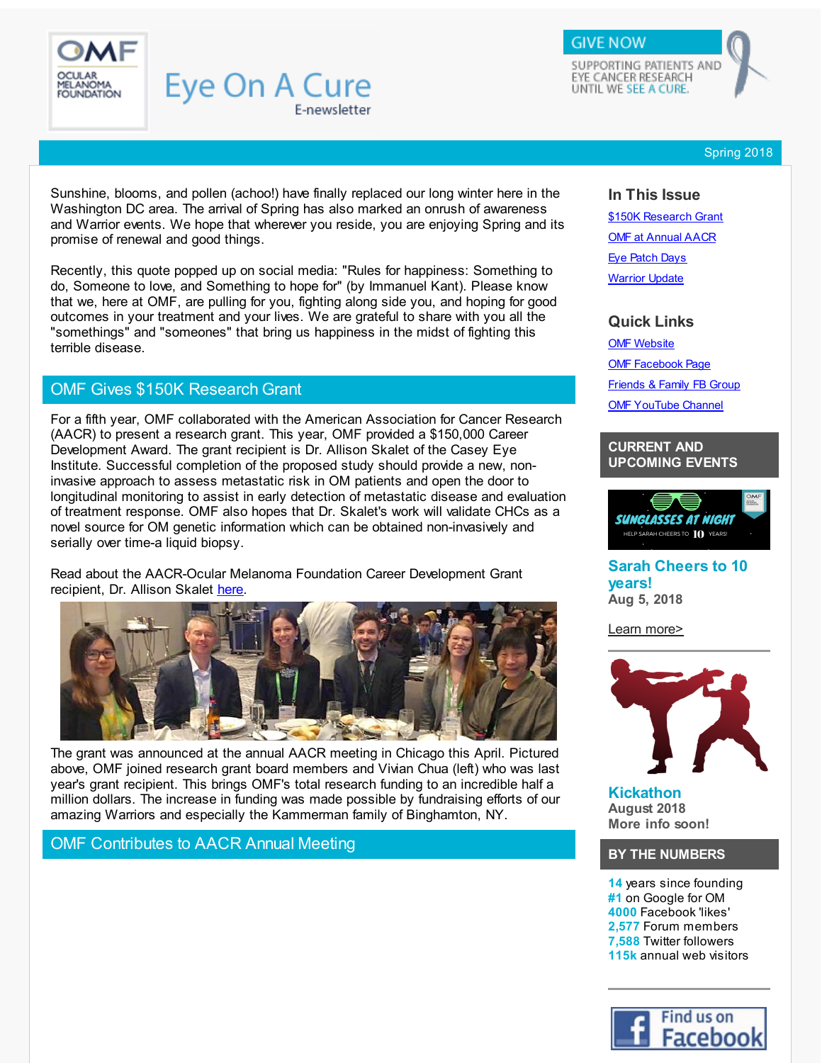# Eye On A Cure

E-newsletter

GIVE NOW

SUPPORTING PATIENTS AND EYE CANCER RESEARCH UNTIL WE SEE A CURE.

Spring 2018

Sunshine, blooms, and pollen (achoo!) have finally replaced our long winter here in the Washington DC area. The arrival of Spring has also marked an onrush of awareness and Warrior events. We hope that wherever you reside, you are enjoying Spring and its promise of renewal and good things.

Recently, this quote popped up on social media: "Rules for happiness: Something to do, Someone to love, and Something to hope for" (by Immanuel Kant). Please know that we, here at OMF, are pulling for you, fighting along side you, and hoping for good outcomes in your treatment and your lives. We are grateful to share with you all the "somethings" and "someones" that bring us happiness in the midst of fighting this terrible disease.

## OMF Gives $150K Research Grant

For a fifth year, OMF collaborated with the American Association for Cancer Research (AACR) to present a research grant. This year, OMF provided a $150,000 Career Development Award. The grant recipient is Dr. Allison Skalet of the Casey Eye Institute. Successful completion of the proposed study should provide a new, non-invasive approach to assess metastatic risk in OM patients and open the door to longitudinal monitoring to assist in early detection of metastatic disease and evaluation of treatment response. OMF also hopes that Dr. Skalet's work will validate CHCs as a novel source for OM genetic information which can be obtained non-invasively and serially over time-a liquid biopsy.

Read about the AACR-Ocular Melanoma Foundation Career Development Grant recipient, Dr. Allison Skalet [here](#).

The grant was announced at the annual AACR meeting in Chicago this April. Pictured above, OMF joined research grant board members and Vivian Chua (left) who was last year's grant recipient. This brings OMF's total research funding to an incredible half a million dollars. The increase in funding was made possible by fundraising efforts of our amazing Warriors and especially the Kammerman family of Binghamton, NY.

## OMF Contributes to AACR Annual Meeting

### In This Issue

- [$150K Research Grant](#)
- [OMF at Annual AACR](#)
- [Eye Patch Days](#)
- [Warrior Update](#)

### Quick Links

- [OMF Website](#)
- [OMF Facebook Page](#)
- [Friends & Family FB Group](#)
- [OMF YouTube Channel](#)

### CURRENT AND UPCOMING EVENTS

SUNGLASSES AT NIGHT — HELP SARAH CHEERS TO 10 YEARS!

**Sarah Cheers to 10 years!**
**Aug 5, 2018**

[Learn more>](#)

**Kickathon**
**August 2018**
**More info soon!**

### BY THE NUMBERS

**14** years since founding
**#1** on Google for OM
**4000** Facebook 'likes'
**2,577** Forum members
**7,588** Twitter followers
**115k** annual web visitors

Find us on Facebook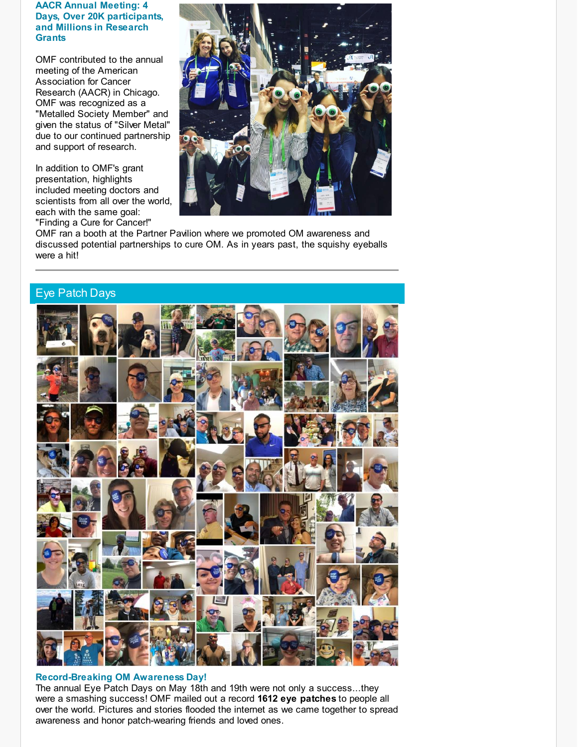### AACR Annual Meeting: 4 Days, Over 20K participants, and Millions in Research Grants

OMF contributed to the annual meeting of the American Association for Cancer Research (AACR) in Chicago. OMF was recognized as a "Metalled Society Member" and given the status of "Silver Metal" due to our continued partnership and support of research.

In addition to OMF's grant presentation, highlights included meeting doctors and scientists from all over the world, each with the same goal: "Finding a Cure for Cancer!" OMF ran a booth at the Partner Pavilion where we promoted OM awareness and discussed potential partnerships to cure OM. As in years past, the squishy eyeballs were a hit!

---

## Eye Patch Days

### Record-Breaking OM Awareness Day!

The annual Eye Patch Days on May 18th and 19th were not only a success...they were a smashing success! OMF mailed out a record **1612 eye patches** to people all over the world. Pictures and stories flooded the internet as we came together to spread awareness and honor patch-wearing friends and loved ones.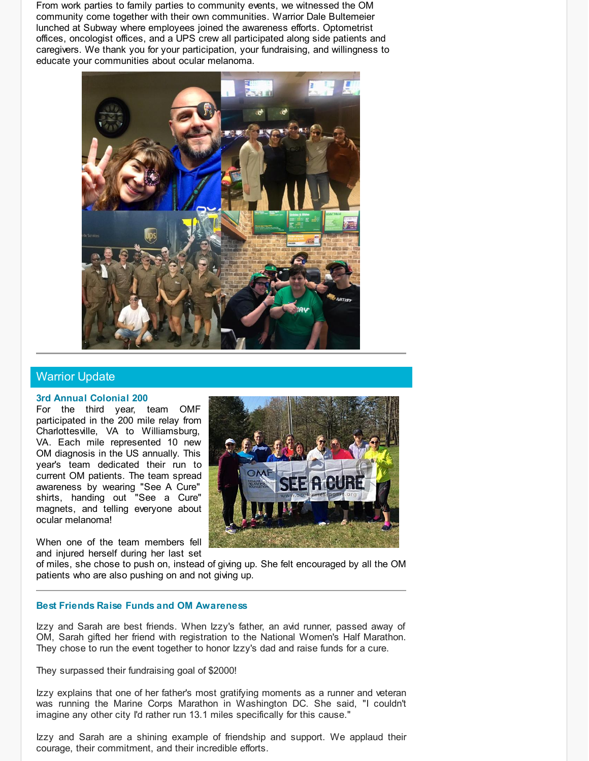From work parties to family parties to community events, we witnessed the OM community come together with their own communities. Warrior Dale Bultemeier lunched at Subway where employees joined the awareness efforts. Optometrist offices, oncologist offices, and a UPS crew all participated along side patients and caregivers. We thank you for your participation, your fundraising, and willingness to educate your communities about ocular melanoma.

---

## Warrior Update

### 3rd Annual Colonial 200

For the third year, team OMF participated in the 200 mile relay from Charlottesville, VA to Williamsburg, VA. Each mile represented 10 new OM diagnosis in the US annually. This year's team dedicated their run to current OM patients. The team spread awareness by wearing "See A Cure" shirts, handing out "See a Cure" magnets, and telling everyone about ocular melanoma!

When one of the team members fell and injured herself during her last set of miles, she chose to push on, instead of giving up. She felt encouraged by all the OM patients who are also pushing on and not giving up.

---

### Best Friends Raise Funds and OM Awareness

Izzy and Sarah are best friends. When Izzy's father, an avid runner, passed away of OM, Sarah gifted her friend with registration to the National Women's Half Marathon. They chose to run the event together to honor Izzy's dad and raise funds for a cure.

They surpassed their fundraising goal of $2000!

Izzy explains that one of her father's most gratifying moments as a runner and veteran was running the Marine Corps Marathon in Washington DC. She said, "I couldn't imagine any other city I'd rather run 13.1 miles specifically for this cause."

Izzy and Sarah are a shining example of friendship and support. We applaud their courage, their commitment, and their incredible efforts.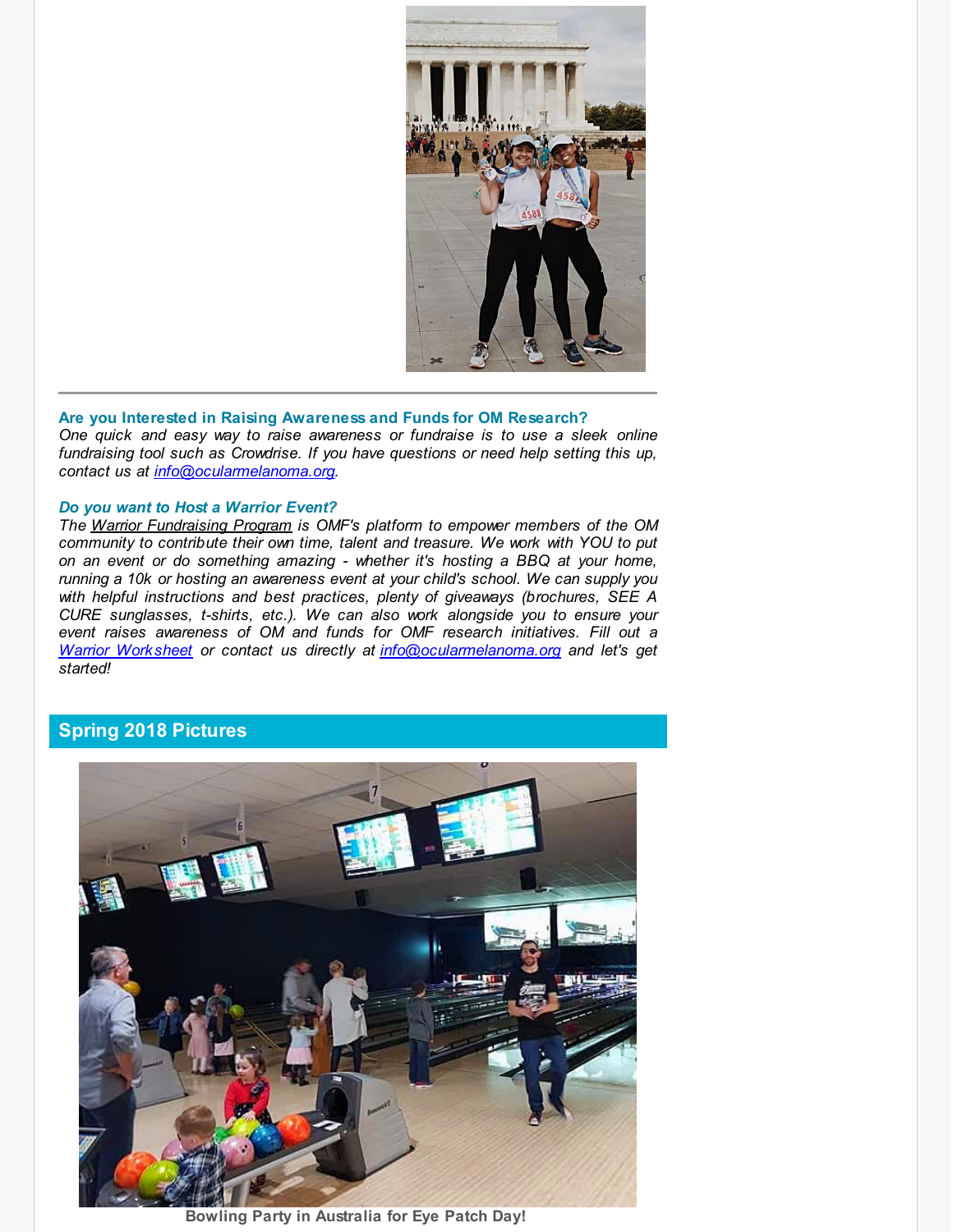**Are you Interested in Raising Awareness and Funds for OM Research?**
*One quick and easy way to raise awareness or fundraise is to use a sleek online fundraising tool such as Crowdrise. If you have questions or need help setting this up, contact us at info@ocularmelanoma.org.*

***Do you want to Host a Warrior Event?***
*The Warrior Fundraising Program is OMF's platform to empower members of the OM community to contribute their own time, talent and treasure. We work with YOU to put on an event or do something amazing - whether it's hosting a BBQ at your home, running a 10k or hosting an awareness event at your child's school. We can supply you with helpful instructions and best practices, plenty of giveaways (brochures, SEE A CURE sunglasses, t-shirts, etc.). We can also work alongside you to ensure your event raises awareness of OM and funds for OMF research initiatives. Fill out a Warrior Worksheet or contact us directly at info@ocularmelanoma.org and let's get started!*

## Spring 2018 Pictures

**Bowling Party in Australia for Eye Patch Day!**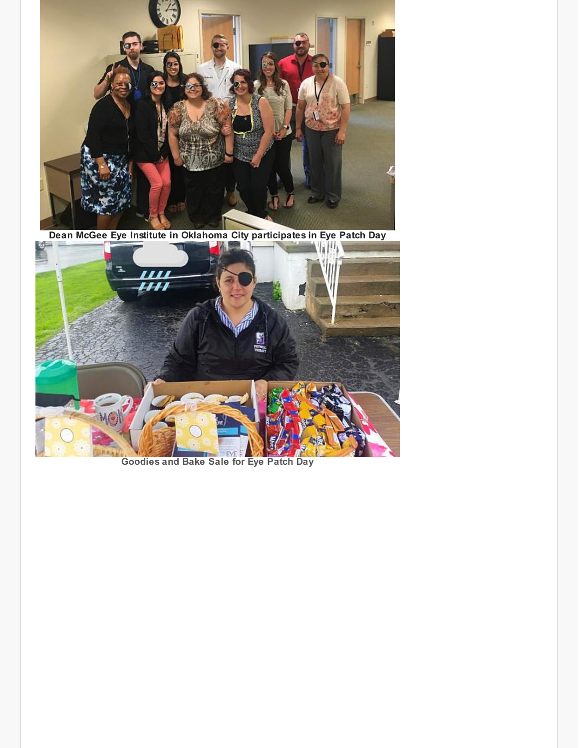**Dean McGee Eye Institute in Oklahoma City participates in Eye Patch Day**

**Goodies and Bake Sale for Eye Patch Day**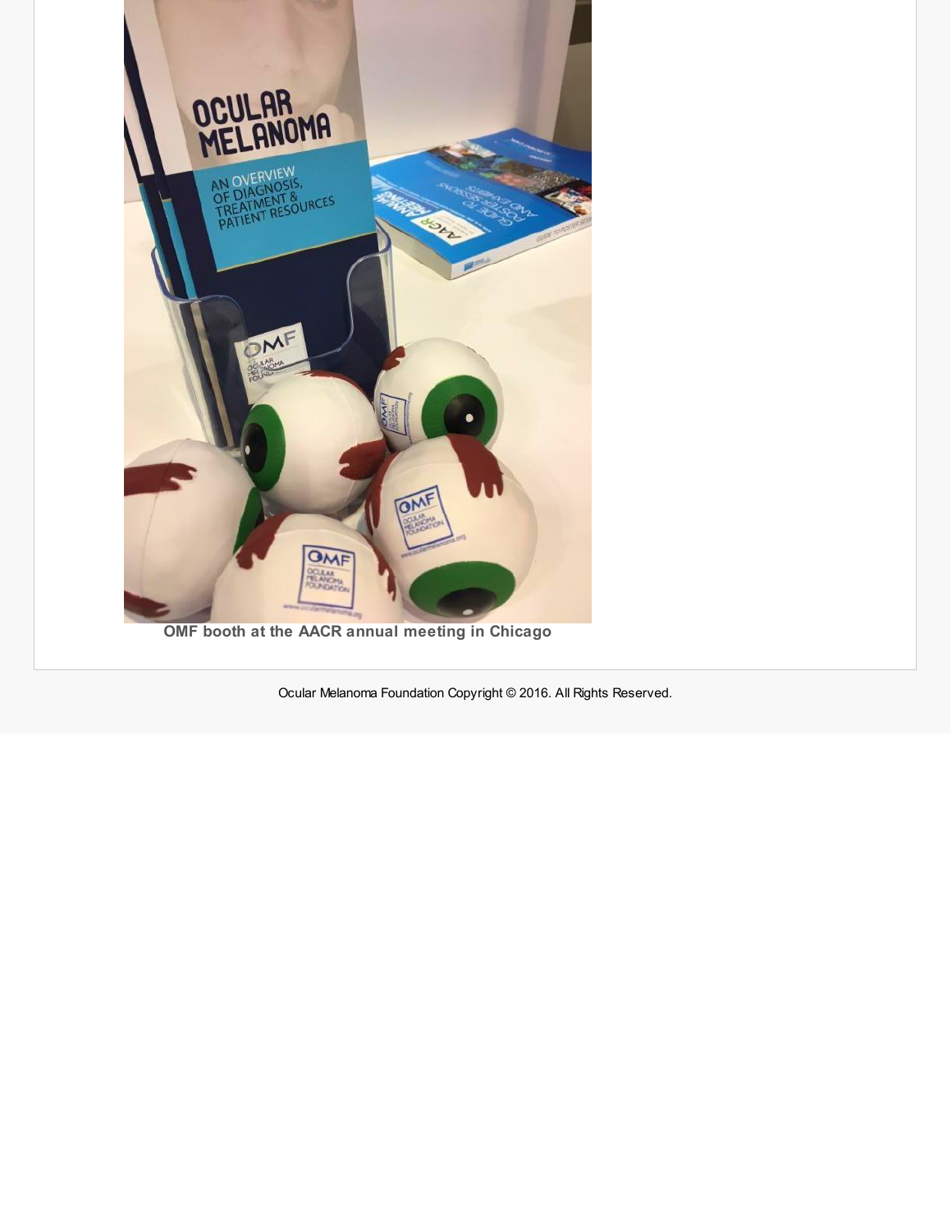**OMF booth at the AACR annual meeting in Chicago**

Ocular Melanoma Foundation Copyright © 2016. All Rights Reserved.